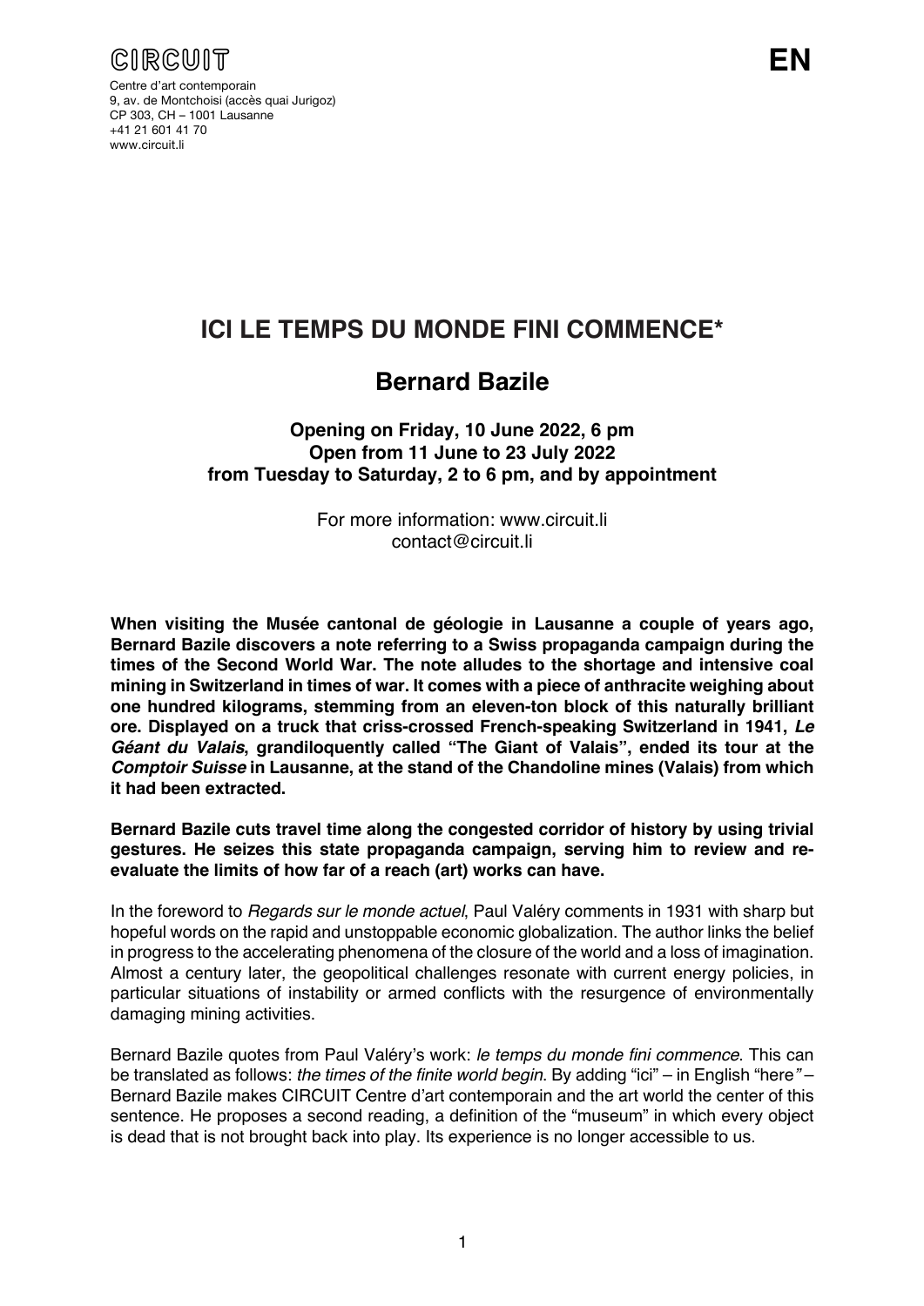CIRCUIT

Centre d'art contemporain
9, av. de Montchoisi (accès quai Jurigoz)
CP 303, CH – 1001 Lausanne
+41 21 601 41 70
www.circuit.li

EN

# ICI LE TEMPS DU MONDE FINI COMMENCE*

## Bernard Bazile

**Opening on Friday, 10 June 2022, 6 pm**
**Open from 11 June to 23 July 2022**
**from Tuesday to Saturday, 2 to 6 pm, and by appointment**

For more information: www.circuit.li
contact@circuit.li

**When visiting the Musée cantonal de géologie in Lausanne a couple of years ago, Bernard Bazile discovers a note referring to a Swiss propaganda campaign during the times of the Second World War. The note alludes to the shortage and intensive coal mining in Switzerland in times of war. It comes with a piece of anthracite weighing about one hundred kilograms, stemming from an eleven-ton block of this naturally brilliant ore. Displayed on a truck that criss-crossed French-speaking Switzerland in 1941, *Le Géant du Valais*, grandiloquently called "The Giant of Valais", ended its tour at the *Comptoir Suisse* in Lausanne, at the stand of the Chandoline mines (Valais) from which it had been extracted.**

**Bernard Bazile cuts travel time along the congested corridor of history by using trivial gestures. He seizes this state propaganda campaign, serving him to review and re-evaluate the limits of how far of a reach (art) works can have.**

In the foreword to *Regards sur le monde actuel*, Paul Valéry comments in 1931 with sharp but hopeful words on the rapid and unstoppable economic globalization. The author links the belief in progress to the accelerating phenomena of the closure of the world and a loss of imagination. Almost a century later, the geopolitical challenges resonate with current energy policies, in particular situations of instability or armed conflicts with the resurgence of environmentally damaging mining activities.

Bernard Bazile quotes from Paul Valéry's work: *le temps du monde fini commence*. This can be translated as follows: *the times of the finite world begin*. By adding "ici" – in English "here" – Bernard Bazile makes CIRCUIT Centre d'art contemporain and the art world the center of this sentence. He proposes a second reading, a definition of the "museum" in which every object is dead that is not brought back into play. Its experience is no longer accessible to us.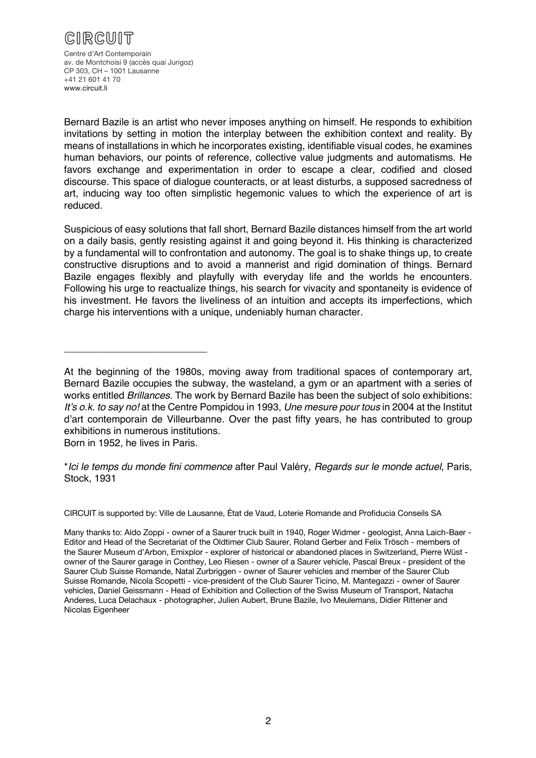CIRCUIT

Centre d'Art Contemporain
av. de Montchoisi 9 (accès quai Jurigoz)
CP 303, CH – 1001 Lausanne
+41 21 601 41 70
www.circuit.li

Bernard Bazile is an artist who never imposes anything on himself. He responds to exhibition invitations by setting in motion the interplay between the exhibition context and reality. By means of installations in which he incorporates existing, identifiable visual codes, he examines human behaviors, our points of reference, collective value judgments and automatisms. He favors exchange and experimentation in order to escape a clear, codified and closed discourse. This space of dialogue counteracts, or at least disturbs, a supposed sacredness of art, inducing way too often simplistic hegemonic values to which the experience of art is reduced.

Suspicious of easy solutions that fall short, Bernard Bazile distances himself from the art world on a daily basis, gently resisting against it and going beyond it. His thinking is characterized by a fundamental will to confrontation and autonomy. The goal is to shake things up, to create constructive disruptions and to avoid a mannerist and rigid domination of things. Bernard Bazile engages flexibly and playfully with everyday life and the worlds he encounters. Following his urge to reactualize things, his search for vivacity and spontaneity is evidence of his investment. He favors the liveliness of an intuition and accepts its imperfections, which charge his interventions with a unique, undeniably human character.

---

At the beginning of the 1980s, moving away from traditional spaces of contemporary art, Bernard Bazile occupies the subway, the wasteland, a gym or an apartment with a series of works entitled *Brillances*. The work by Bernard Bazile has been the subject of solo exhibitions: *It's o.k. to say no!* at the Centre Pompidou in 1993, *Une mesure pour tous* in 2004 at the Institut d'art contemporain de Villeurbanne. Over the past fifty years, he has contributed to group exhibitions in numerous institutions.
Born in 1952, he lives in Paris.

\* *Ici le temps du monde fini commence* after Paul Valéry, *Regards sur le monde actuel*, Paris, Stock, 1931

CIRCUIT is supported by: Ville de Lausanne, État de Vaud, Loterie Romande and Profiducia Conseils SA

Many thanks to: Aldo Zoppi - owner of a Saurer truck built in 1940, Roger Widmer - geologist, Anna Laich-Baer - Editor and Head of the Secretariat of the Oldtimer Club Saurer, Roland Gerber and Felix Trösch - members of the Saurer Museum d'Arbon, Emixplor - explorer of historical or abandoned places in Switzerland, Pierre Wüst - owner of the Saurer garage in Conthey, Leo Riesen - owner of a Saurer vehicle, Pascal Breux - president of the Saurer Club Suisse Romande, Natal Zurbriggen - owner of Saurer vehicles and member of the Saurer Club Suisse Romande, Nicola Scopetti - vice-president of the Club Saurer Ticino, M. Mantegazzi - owner of Saurer vehicles, Daniel Geissmann - Head of Exhibition and Collection of the Swiss Museum of Transport, Natacha Anderes, Luca Delachaux - photographer, Julien Aubert, Brune Bazile, Ivo Meulemans, Didier Rittener and Nicolas Eigenheer